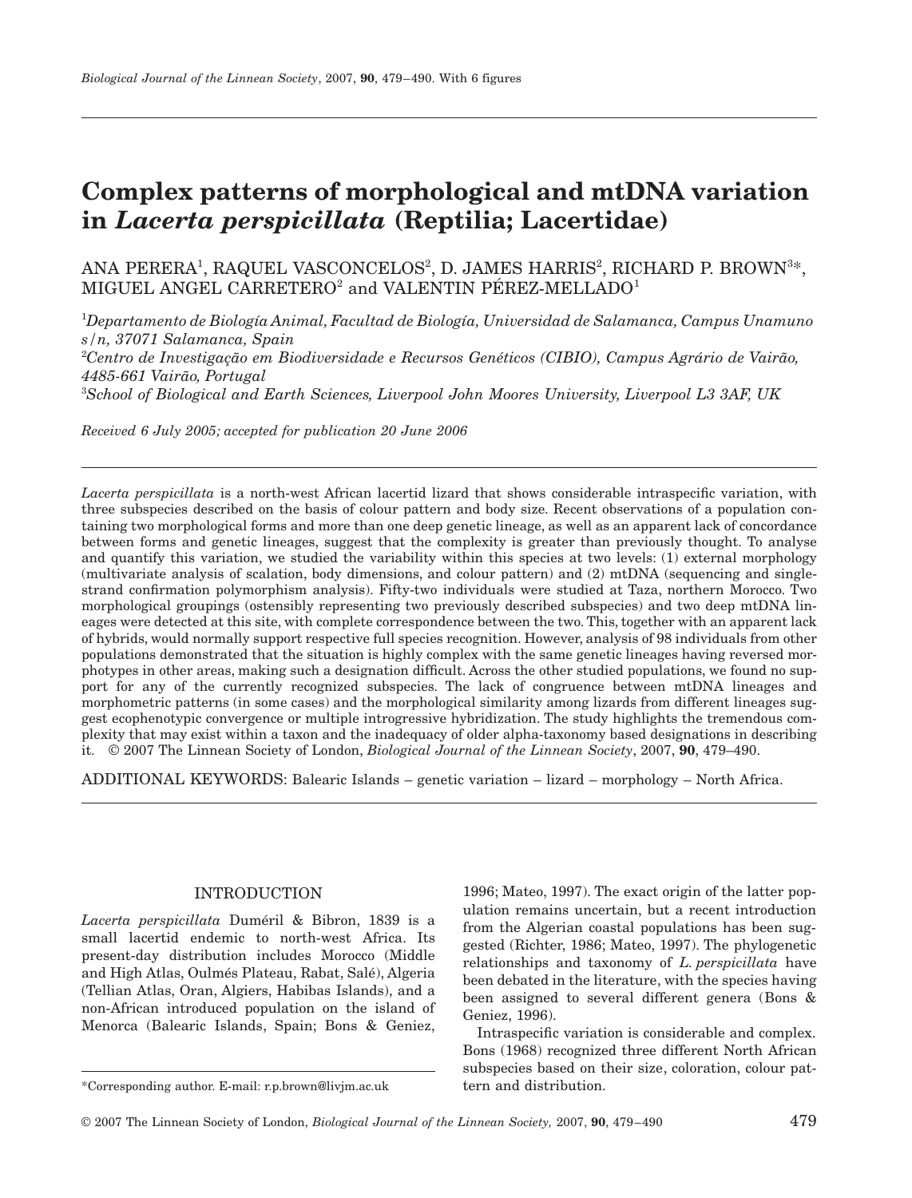# Complex patterns of morphological and mtDNA variation in *Lacerta perspicillata* (Reptilia; Lacertidae)

ANA PERERA[1], RAQUEL VASCONCELOS[2], D. JAMES HARRIS[2], RICHARD P. BROWN[3]*, MIGUEL ANGEL CARRETERO[2] and VALENTIN PÉREZ-MELLADO[1]

[1]*Departamento de Biología Animal, Facultad de Biología, Universidad de Salamanca, Campus Unamuno s/n, 37071 Salamanca, Spain*
[2]*Centro de Investigação em Biodiversidade e Recursos Genéticos (CIBIO), Campus Agrário de Vairão, 4485-661 Vairão, Portugal*
[3]*School of Biological and Earth Sciences, Liverpool John Moores University, Liverpool L3 3AF, UK*

*Received 6 July 2005; accepted for publication 20 June 2006*

*Lacerta perspicillata* is a north-west African lacertid lizard that shows considerable intraspecific variation, with three subspecies described on the basis of colour pattern and body size. Recent observations of a population containing two morphological forms and more than one deep genetic lineage, as well as an apparent lack of concordance between forms and genetic lineages, suggest that the complexity is greater than previously thought. To analyse and quantify this variation, we studied the variability within this species at two levels: (1) external morphology (multivariate analysis of scalation, body dimensions, and colour pattern) and (2) mtDNA (sequencing and single-strand confirmation polymorphism analysis). Fifty-two individuals were studied at Taza, northern Morocco. Two morphological groupings (ostensibly representing two previously described subspecies) and two deep mtDNA lineages were detected at this site, with complete correspondence between the two. This, together with an apparent lack of hybrids, would normally support respective full species recognition. However, analysis of 98 individuals from other populations demonstrated that the situation is highly complex with the same genetic lineages having reversed morphotypes in other areas, making such a designation difficult. Across the other studied populations, we found no support for any of the currently recognized subspecies. The lack of congruence between mtDNA lineages and morphometric patterns (in some cases) and the morphological similarity among lizards from different lineages suggest ecophenotypic convergence or multiple introgressive hybridization. The study highlights the tremendous complexity that may exist within a taxon and the inadequacy of older alpha-taxonomy based designations in describing it. © 2007 The Linnean Society of London, *Biological Journal of the Linnean Society*, 2007, **90**, 479–490.

ADDITIONAL KEYWORDS: Balearic Islands – genetic variation – lizard – morphology – North Africa.

## INTRODUCTION

*Lacerta perspicillata* Duméril & Bibron, 1839 is a small lacertid endemic to north-west Africa. Its present-day distribution includes Morocco (Middle and High Atlas, Oulmés Plateau, Rabat, Salé), Algeria (Tellian Atlas, Oran, Algiers, Habibas Islands), and a non-African introduced population on the island of Menorca (Balearic Islands, Spain; Bons & Geniez, 1996; Mateo, 1997). The exact origin of the latter population remains uncertain, but a recent introduction from the Algerian coastal populations has been suggested (Richter, 1986; Mateo, 1997). The phylogenetic relationships and taxonomy of *L. perspicillata* have been debated in the literature, with the species having been assigned to several different genera (Bons & Geniez, 1996).

Intraspecific variation is considerable and complex. Bons (1968) recognized three different North African subspecies based on their size, coloration, colour pattern and distribution.

*Corresponding author. E-mail: r.p.brown@livjm.ac.uk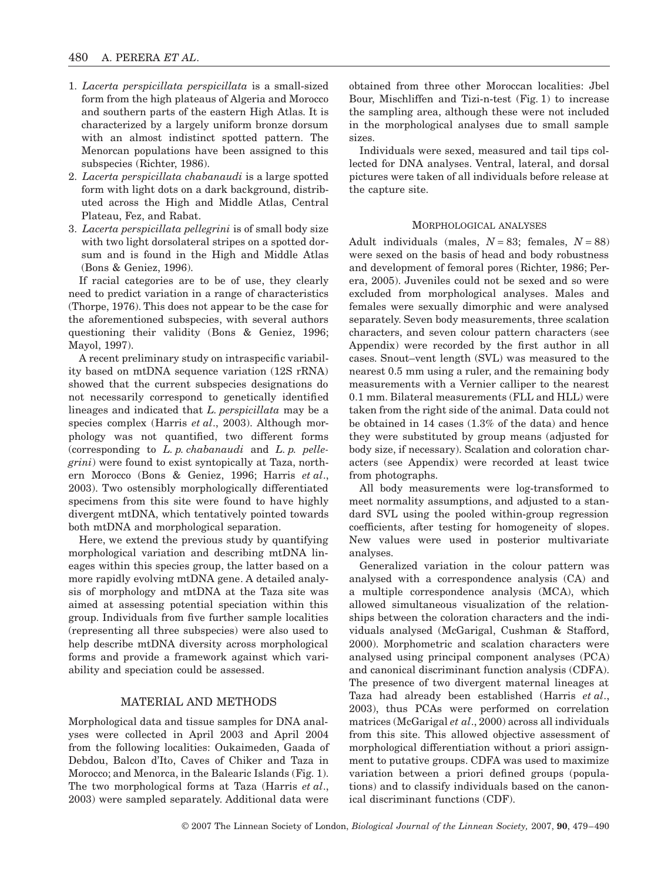1. *Lacerta perspicillata perspicillata* is a small-sized form from the high plateaus of Algeria and Morocco and southern parts of the eastern High Atlas. It is characterized by a largely uniform bronze dorsum with an almost indistinct spotted pattern. The Menorcan populations have been assigned to this subspecies (Richter, 1986).
2. *Lacerta perspicillata chabanaudi* is a large spotted form with light dots on a dark background, distributed across the High and Middle Atlas, Central Plateau, Fez, and Rabat.
3. *Lacerta perspicillata pellegrini* is of small body size with two light dorsolateral stripes on a spotted dorsum and is found in the High and Middle Atlas (Bons & Geniez, 1996).

If racial categories are to be of use, they clearly need to predict variation in a range of characteristics (Thorpe, 1976). This does not appear to be the case for the aforementioned subspecies, with several authors questioning their validity (Bons & Geniez, 1996; Mayol, 1997).

A recent preliminary study on intraspecific variability based on mtDNA sequence variation (12S rRNA) showed that the current subspecies designations do not necessarily correspond to genetically identified lineages and indicated that *L. perspicillata* may be a species complex (Harris *et al*., 2003). Although morphology was not quantified, two different forms (corresponding to *L. p. chabanaudi* and *L. p. pellegrini*) were found to exist syntopically at Taza, northern Morocco (Bons & Geniez, 1996; Harris *et al*., 2003). Two ostensibly morphologically differentiated specimens from this site were found to have highly divergent mtDNA, which tentatively pointed towards both mtDNA and morphological separation.

Here, we extend the previous study by quantifying morphological variation and describing mtDNA lineages within this species group, the latter based on a more rapidly evolving mtDNA gene. A detailed analysis of morphology and mtDNA at the Taza site was aimed at assessing potential speciation within this group. Individuals from five further sample localities (representing all three subspecies) were also used to help describe mtDNA diversity across morphological forms and provide a framework against which variability and speciation could be assessed.

## MATERIAL AND METHODS

Morphological data and tissue samples for DNA analyses were collected in April 2003 and April 2004 from the following localities: Oukaimeden, Gaada of Debdou, Balcon d'Ito, Caves of Chiker and Taza in Morocco; and Menorca, in the Balearic Islands (Fig. 1). The two morphological forms at Taza (Harris *et al*., 2003) were sampled separately. Additional data were obtained from three other Moroccan localities: Jbel Bour, Mischliffen and Tizi-n-test (Fig. 1) to increase the sampling area, although these were not included in the morphological analyses due to small sample sizes.

Individuals were sexed, measured and tail tips collected for DNA analyses. Ventral, lateral, and dorsal pictures were taken of all individuals before release at the capture site.

### MORPHOLOGICAL ANALYSES

Adult individuals (males, $N = 83$; females, $N = 88$) were sexed on the basis of head and body robustness and development of femoral pores (Richter, 1986; Perera, 2005). Juveniles could not be sexed and so were excluded from morphological analyses. Males and females were sexually dimorphic and were analysed separately. Seven body measurements, three scalation characters, and seven colour pattern characters (see Appendix) were recorded by the first author in all cases. Snout–vent length (SVL) was measured to the nearest 0.5 mm using a ruler, and the remaining body measurements with a Vernier calliper to the nearest 0.1 mm. Bilateral measurements (FLL and HLL) were taken from the right side of the animal. Data could not be obtained in 14 cases (1.3% of the data) and hence they were substituted by group means (adjusted for body size, if necessary). Scalation and coloration characters (see Appendix) were recorded at least twice from photographs.

All body measurements were log-transformed to meet normality assumptions, and adjusted to a standard SVL using the pooled within-group regression coefficients, after testing for homogeneity of slopes. New values were used in posterior multivariate analyses.

Generalized variation in the colour pattern was analysed with a correspondence analysis (CA) and a multiple correspondence analysis (MCA), which allowed simultaneous visualization of the relationships between the coloration characters and the individuals analysed (McGarigal, Cushman & Stafford, 2000). Morphometric and scalation characters were analysed using principal component analyses (PCA) and canonical discriminant function analysis (CDFA). The presence of two divergent maternal lineages at Taza had already been established (Harris *et al*., 2003), thus PCAs were performed on correlation matrices (McGarigal *et al*., 2000) across all individuals from this site. This allowed objective assessment of morphological differentiation without a priori assignment to putative groups. CDFA was used to maximize variation between a priori defined groups (populations) and to classify individuals based on the canonical discriminant functions (CDF).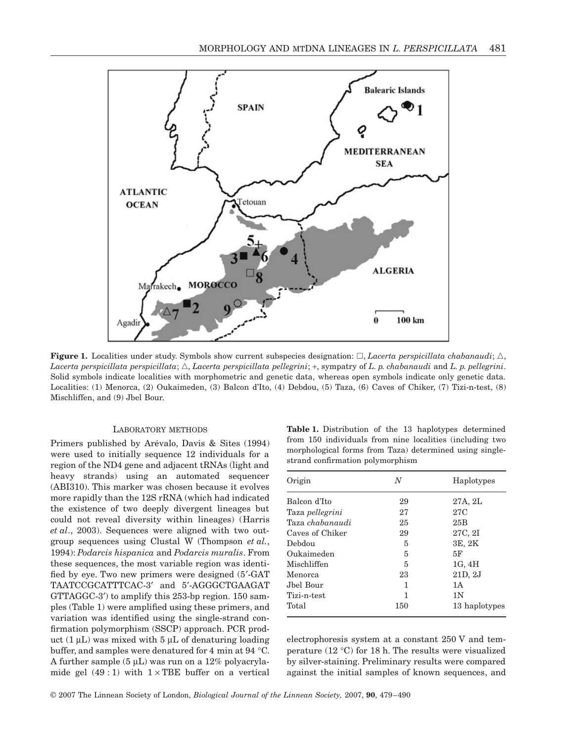**Figure 1.** Localities under study. Symbols show current subspecies designation: □, *Lacerta perspicillata chabanaudi*; △, *Lacerta perspicillata perspicillata*; △, *Lacerta perspicillata pellegrini*; +, sympatry of *L. p. chabanaudi* and *L. p. pellegrini*. Solid symbols indicate localities with morphometric and genetic data, whereas open symbols indicate only genetic data. Localities: (1) Menorca, (2) Oukaimeden, (3) Balcon d'Ito, (4) Debdou, (5) Taza, (6) Caves of Chiker, (7) Tizi-n-test, (8) Mischliffen, and (9) Jbel Bour.

## LABORATORY METHODS

Primers published by Arévalo, Davis & Sites (1994) were used to initially sequence 12 individuals for a region of the ND4 gene and adjacent tRNAs (light and heavy strands) using an automated sequencer (ABI310). This marker was chosen because it evolves more rapidly than the 12S rRNA (which had indicated the existence of two deeply divergent lineages but could not reveal diversity within lineages) (Harris *et al.*, 2003). Sequences were aligned with two outgroup sequences using Clustal W (Thompson *et al.*, 1994): *Podarcis hispanica* and *Podarcis muralis*. From these sequences, the most variable region was identified by eye. Two new primers were designed (5′-GATTAATCCGCATTTCAC-3′ and 5′-AGGGCTGAAGATGTTAGGC-3′) to amplify this 253-bp region. 150 samples (Table 1) were amplified using these primers, and variation was identified using the single-strand confirmation polymorphism (SSCP) approach. PCR product (1 μL) was mixed with 5 μL of denaturing loading buffer, and samples were denatured for 4 min at 94 °C. A further sample (5 μL) was run on a 12% polyacrylamide gel (49 : 1) with 1 × TBE buffer on a vertical electrophoresis system at a constant 250 V and temperature (12 °C) for 18 h. The results were visualized by silver-staining. Preliminary results were compared against the initial samples of known sequences, and

**Table 1.** Distribution of the 13 haplotypes determined from 150 individuals from nine localities (including two morphological forms from Taza) determined using single-strand confirmation polymorphism

| Origin | *N* | Haplotypes |
|---|---|---|
| Balcon d'Ito | 29 | 27A, 2L |
| Taza *pellegrini* | 27 | 27C |
| Taza *chabanaudi* | 25 | 25B |
| Caves of Chiker | 29 | 27C, 2I |
| Debdou | 5 | 3E, 2K |
| Oukaimeden | 5 | 5F |
| Mischliffen | 5 | 1G, 4H |
| Menorca | 23 | 21D, 2J |
| Jbel Bour | 1 | 1A |
| Tizi-n-test | 1 | 1N |
| Total | 150 | 13 haplotypes |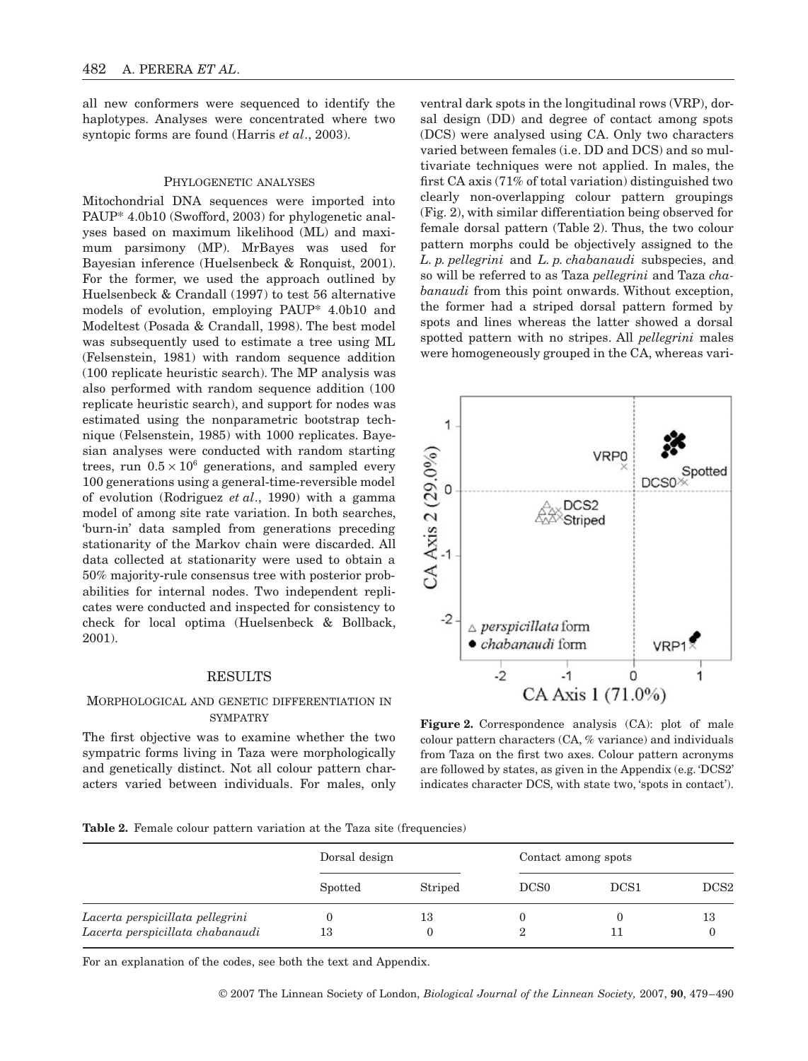all new conformers were sequenced to identify the haplotypes. Analyses were concentrated where two syntopic forms are found (Harris *et al*., 2003).

### Phylogenetic analyses

Mitochondrial DNA sequences were imported into PAUP* 4.0b10 (Swofford, 2003) for phylogenetic analyses based on maximum likelihood (ML) and maximum parsimony (MP). MrBayes was used for Bayesian inference (Huelsenbeck & Ronquist, 2001). For the former, we used the approach outlined by Huelsenbeck & Crandall (1997) to test 56 alternative models of evolution, employing PAUP* 4.0b10 and Modeltest (Posada & Crandall, 1998). The best model was subsequently used to estimate a tree using ML (Felsenstein, 1981) with random sequence addition (100 replicate heuristic search). The MP analysis was also performed with random sequence addition (100 replicate heuristic search), and support for nodes was estimated using the nonparametric bootstrap technique (Felsenstein, 1985) with 1000 replicates. Bayesian analyses were conducted with random starting trees, run $0.5 \times 10^6$ generations, and sampled every 100 generations using a general-time-reversible model of evolution (Rodriguez *et al*., 1990) with a gamma model of among site rate variation. In both searches, 'burn-in' data sampled from generations preceding stationarity of the Markov chain were discarded. All data collected at stationarity were used to obtain a 50% majority-rule consensus tree with posterior probabilities for internal nodes. Two independent replicates were conducted and inspected for consistency to check for local optima (Huelsenbeck & Bollback, 2001).

## Results

### Morphological and genetic differentiation in sympatry

The first objective was to examine whether the two sympatric forms living in Taza were morphologically and genetically distinct. Not all colour pattern characters varied between individuals. For males, only ventral dark spots in the longitudinal rows (VRP), dorsal design (DD) and degree of contact among spots (DCS) were analysed using CA. Only two characters varied between females (i.e. DD and DCS) and so multivariate techniques were not applied. In males, the first CA axis (71% of total variation) distinguished two clearly non-overlapping colour pattern groupings (Fig. 2), with similar differentiation being observed for female dorsal pattern (Table 2). Thus, the two colour pattern morphs could be objectively assigned to the *L. p. pellegrini* and *L. p. chabanaudi* subspecies, and so will be referred to as Taza *pellegrini* and Taza *chabanaudi* from this point onwards. Without exception, the former had a striped dorsal pattern formed by spots and lines whereas the latter showed a dorsal spotted pattern with no stripes. All *pellegrini* males were homogeneously grouped in the CA, whereas vari-

**Figure 2.** Correspondence analysis (CA): plot of male colour pattern characters (CA, % variance) and individuals from Taza on the first two axes. Colour pattern acronyms are followed by states, as given in the Appendix (e.g. 'DCS2' indicates character DCS, with state two, 'spots in contact').

**Table 2.** Female colour pattern variation at the Taza site (frequencies)

| | Dorsal design | | Contact among spots | | |
|---|---|---|---|---|---|
| | Spotted | Striped | DCS0 | DCS1 | DCS2 |
| *Lacerta perspicillata pellegrini* | 0 | 13 | 0 | 0 | 13 |
| *Lacerta perspicillata chabanaudi* | 13 | 0 | 2 | 11 | 0 |

For an explanation of the codes, see both the text and Appendix.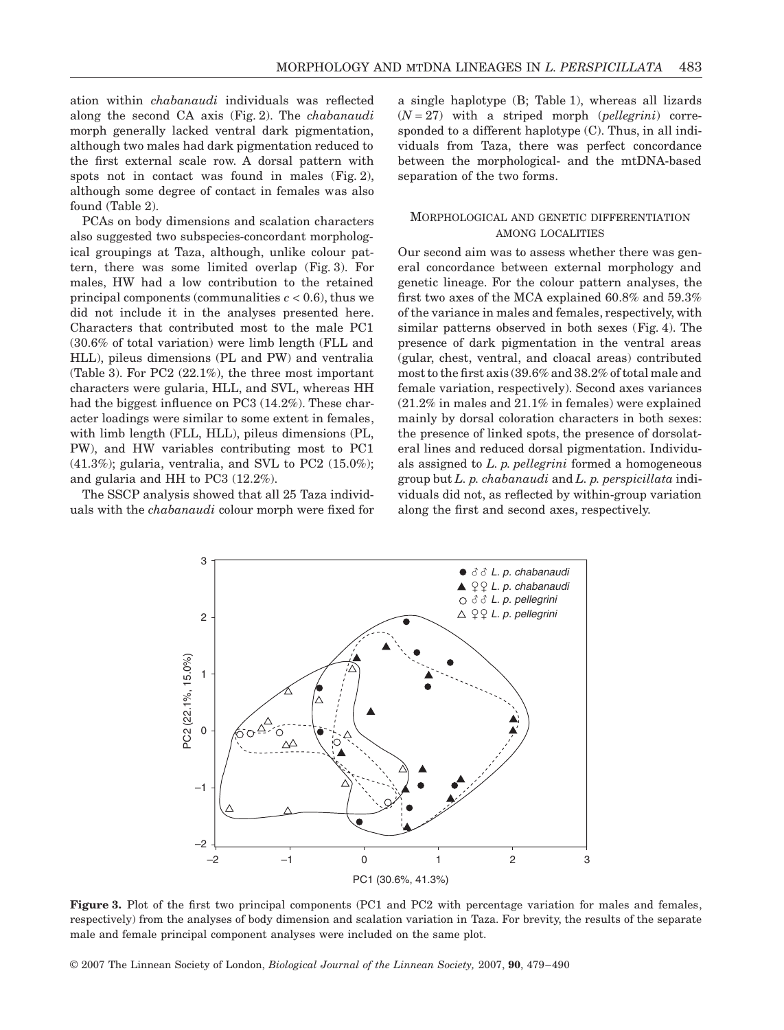ation within *chabanaudi* individuals was reflected along the second CA axis (Fig. 2). The *chabanaudi* morph generally lacked ventral dark pigmentation, although two males had dark pigmentation reduced to the first external scale row. A dorsal pattern with spots not in contact was found in males (Fig. 2), although some degree of contact in females was also found (Table 2).

PCAs on body dimensions and scalation characters also suggested two subspecies-concordant morphological groupings at Taza, although, unlike colour pattern, there was some limited overlap (Fig. 3). For males, HW had a low contribution to the retained principal components (communalities $c < 0.6$), thus we did not include it in the analyses presented here. Characters that contributed most to the male PC1 (30.6% of total variation) were limb length (FLL and HLL), pileus dimensions (PL and PW) and ventralia (Table 3). For PC2 (22.1%), the three most important characters were gularia, HLL, and SVL, whereas HH had the biggest influence on PC3 (14.2%). These character loadings were similar to some extent in females, with limb length (FLL, HLL), pileus dimensions (PL, PW), and HW variables contributing most to PC1 (41.3%); gularia, ventralia, and SVL to PC2 (15.0%); and gularia and HH to PC3 (12.2%).

The SSCP analysis showed that all 25 Taza individuals with the *chabanaudi* colour morph were fixed for a single haplotype (B; Table 1), whereas all lizards ($N = 27$) with a striped morph (*pellegrini*) corresponded to a different haplotype (C). Thus, in all individuals from Taza, there was perfect concordance between the morphological- and the mtDNA-based separation of the two forms.

### Morphological and genetic differentiation among localities

Our second aim was to assess whether there was general concordance between external morphology and genetic lineage. For the colour pattern analyses, the first two axes of the MCA explained 60.8% and 59.3% of the variance in males and females, respectively, with similar patterns observed in both sexes (Fig. 4). The presence of dark pigmentation in the ventral areas (gular, chest, ventral, and cloacal areas) contributed most to the first axis (39.6% and 38.2% of total male and female variation, respectively). Second axes variances (21.2% in males and 21.1% in females) were explained mainly by dorsal coloration characters in both sexes: the presence of linked spots, the presence of dorsolateral lines and reduced dorsal pigmentation. Individuals assigned to *L. p. pellegrini* formed a homogeneous group but *L. p. chabanaudi* and *L. p. perspicillata* individuals did not, as reflected by within-group variation along the first and second axes, respectively.

**Figure 3.** Plot of the first two principal components (PC1 and PC2 with percentage variation for males and females, respectively) from the analyses of body dimension and scalation variation in Taza. For brevity, the results of the separate male and female principal component analyses were included on the same plot.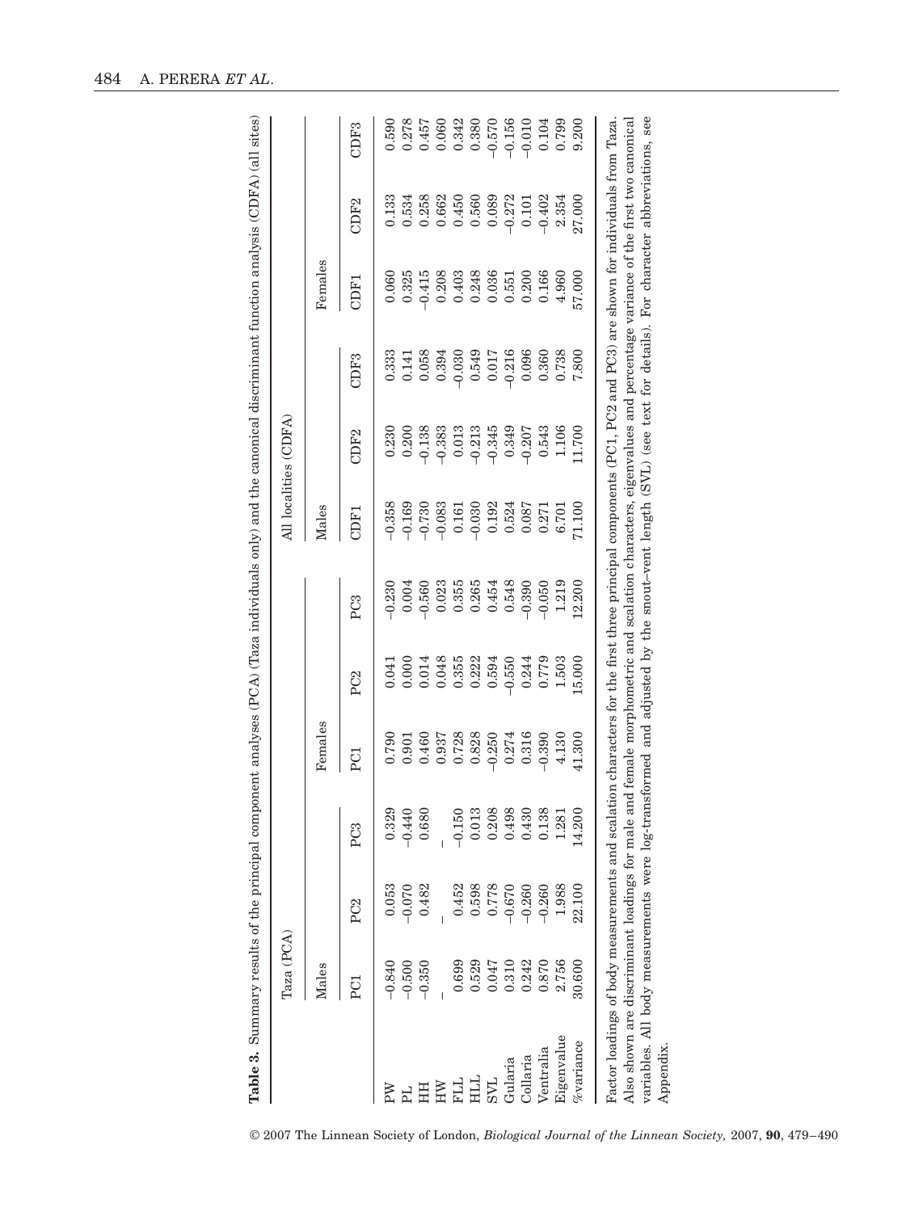**Table 3.** Summary results of the principal component analyses (PCA) (Taza individuals only) and the canonical discriminant function analysis (CDFA) (all sites)

| | Taza (PCA) | | | | | | All localities (CDFA) | | | | | |
|---|---|---|---|---|---|---|---|---|---|---|---|---|
| | Males | | | Females | | | Males | | | Females | | |
| | PC1 | PC2 | PC3 | PC1 | PC2 | PC3 | CDF1 | CDF2 | CDF3 | CDF1 | CDF2 | CDF3 |
| PW | −0.840 | 0.053 | 0.329 | 0.790 | 0.041 | −0.230 | −0.358 | 0.230 | 0.333 | 0.060 | 0.133 | 0.590 |
| PL | −0.500 | −0.070 | −0.440 | 0.901 | 0.000 | 0.004 | −0.169 | 0.200 | 0.141 | 0.325 | 0.534 | 0.278 |
| HH | −0.350 | 0.482 | 0.680 | 0.460 | 0.014 | −0.560 | −0.730 | −0.138 | 0.058 | −0.415 | 0.258 | 0.457 |
| HW | – | – | – | 0.937 | 0.048 | 0.023 | −0.083 | −0.383 | 0.394 | 0.208 | 0.662 | 0.060 |
| FLL | 0.699 | 0.452 | −0.150 | 0.728 | 0.355 | 0.355 | 0.161 | 0.013 | −0.030 | 0.403 | 0.450 | 0.342 |
| HLL | 0.529 | 0.598 | 0.013 | 0.828 | 0.222 | 0.265 | −0.030 | −0.213 | 0.549 | 0.248 | 0.560 | 0.380 |
| SVL | 0.047 | 0.778 | 0.208 | −0.250 | 0.594 | 0.454 | 0.192 | −0.345 | 0.017 | 0.036 | 0.089 | −0.570 |
| Gularia | 0.310 | −0.670 | 0.498 | 0.274 | −0.550 | 0.548 | 0.524 | 0.349 | −0.216 | 0.551 | −0.272 | −0.156 |
| Collaria | 0.242 | −0.260 | 0.430 | 0.316 | 0.244 | −0.390 | 0.087 | −0.207 | 0.096 | 0.200 | 0.101 | −0.010 |
| Ventralia | 0.870 | −0.260 | 0.138 | −0.390 | 0.779 | −0.050 | 0.271 | 0.543 | 0.360 | 0.166 | −0.402 | 0.104 |
| Eigenvalue | 2.756 | 1.988 | 1.281 | 4.130 | 1.503 | 1.219 | 6.701 | 1.106 | 0.738 | 4.960 | 2.354 | 0.799 |
| %variance | 30.600 | 22.100 | 14.200 | 41.300 | 15.000 | 12.200 | 71.100 | 11.700 | 7.800 | 57.000 | 27.000 | 9.200 |

Factor loadings of body measurements and scalation characters for the first three principal components (PC1, PC2 and PC3) are shown for individuals from Taza. Also shown are discriminant loadings for male and female morphometric and scalation characters, eigenvalues and percentage variance of the first two canonical variables. All body measurements were log-transformed and adjusted by the snout–vent length (SVL) (see text for details). For character abbreviations, see Appendix.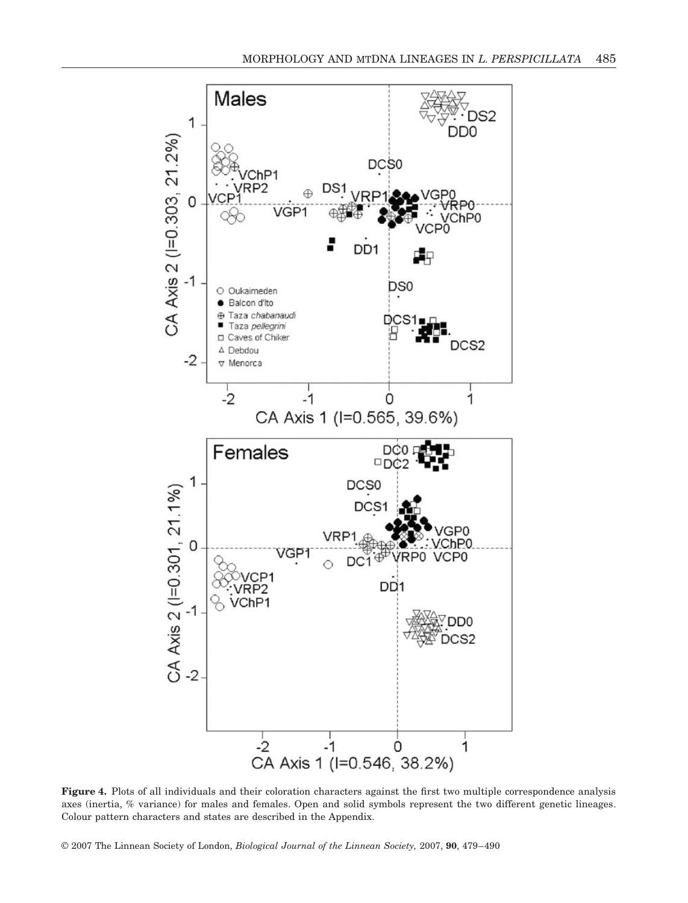**Figure 4.** Plots of all individuals and their coloration characters against the first two multiple correspondence analysis axes (inertia, % variance) for males and females. Open and solid symbols represent the two different genetic lineages. Colour pattern characters and states are described in the Appendix.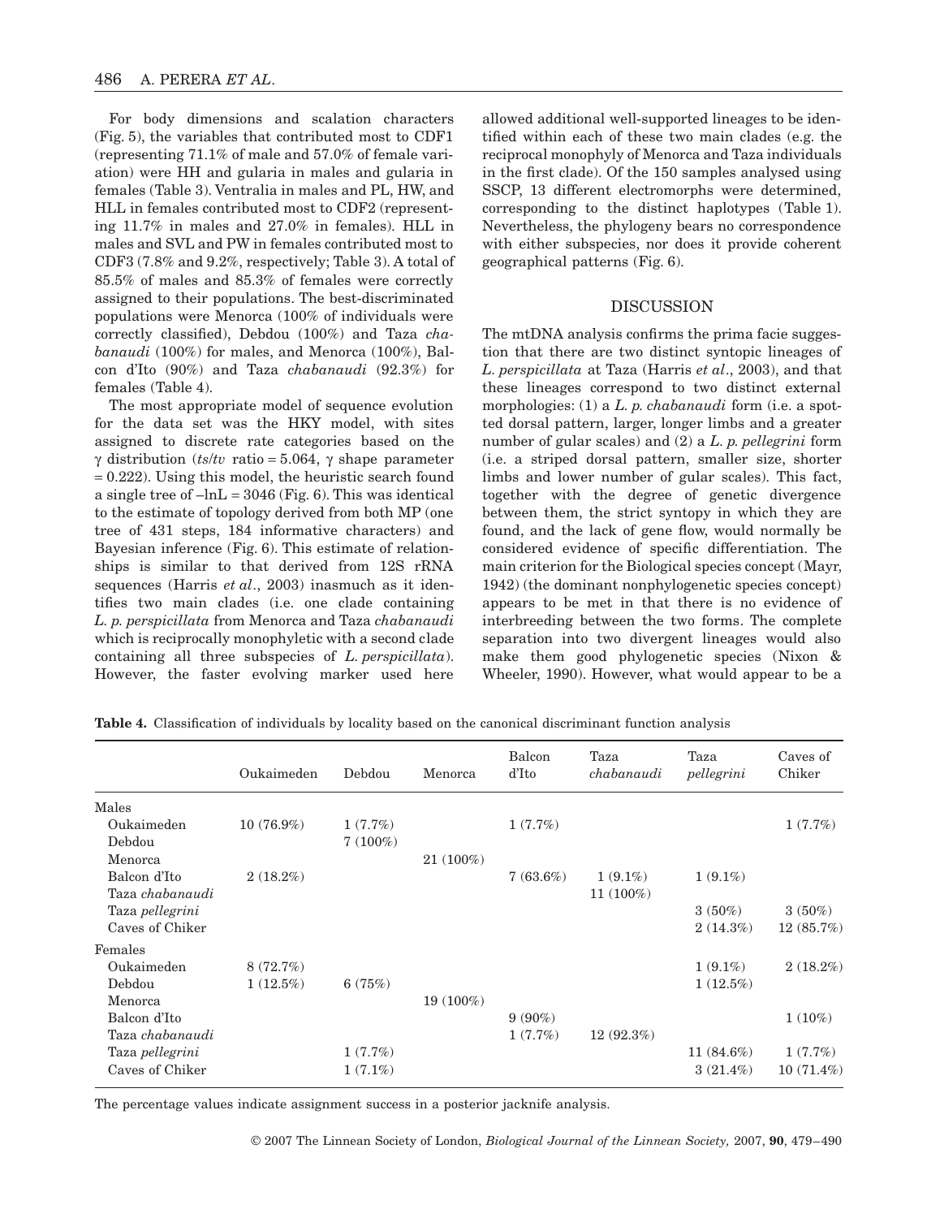For body dimensions and scalation characters (Fig. 5), the variables that contributed most to CDF1 (representing 71.1% of male and 57.0% of female variation) were HH and gularia in males and gularia in females (Table 3). Ventralia in males and PL, HW, and HLL in females contributed most to CDF2 (representing 11.7% in males and 27.0% in females). HLL in males and SVL and PW in females contributed most to CDF3 (7.8% and 9.2%, respectively; Table 3). A total of 85.5% of males and 85.3% of females were correctly assigned to their populations. The best-discriminated populations were Menorca (100% of individuals were correctly classified), Debdou (100%) and Taza *chabanaudi* (100%) for males, and Menorca (100%), Balcon d'Ito (90%) and Taza *chabanaudi* (92.3%) for females (Table 4).

The most appropriate model of sequence evolution for the data set was the HKY model, with sites assigned to discrete rate categories based on the $\gamma$ distribution ($ts/tv$ ratio = 5.064, $\gamma$ shape parameter = 0.222). Using this model, the heuristic search found a single tree of $-\ln L = 3046$ (Fig. 6). This was identical to the estimate of topology derived from both MP (one tree of 431 steps, 184 informative characters) and Bayesian inference (Fig. 6). This estimate of relationships is similar to that derived from 12S rRNA sequences (Harris *et al*., 2003) inasmuch as it identifies two main clades (i.e. one clade containing *L. p. perspicillata* from Menorca and Taza *chabanaudi* which is reciprocally monophyletic with a second clade containing all three subspecies of *L. perspicillata*). However, the faster evolving marker used here allowed additional well-supported lineages to be identified within each of these two main clades (e.g. the reciprocal monophyly of Menorca and Taza individuals in the first clade). Of the 150 samples analysed using SSCP, 13 different electromorphs were determined, corresponding to the distinct haplotypes (Table 1). Nevertheless, the phylogeny bears no correspondence with either subspecies, nor does it provide coherent geographical patterns (Fig. 6).

## DISCUSSION

The mtDNA analysis confirms the prima facie suggestion that there are two distinct syntopic lineages of *L. perspicillata* at Taza (Harris *et al*., 2003), and that these lineages correspond to two distinct external morphologies: (1) a *L. p. chabanaudi* form (i.e. a spotted dorsal pattern, larger, longer limbs and a greater number of gular scales) and (2) a *L. p. pellegrini* form (i.e. a striped dorsal pattern, smaller size, shorter limbs and lower number of gular scales). This fact, together with the degree of genetic divergence between them, the strict syntopy in which they are found, and the lack of gene flow, would normally be considered evidence of specific differentiation. The main criterion for the Biological species concept (Mayr, 1942) (the dominant nonphylogenetic species concept) appears to be met in that there is no evidence of interbreeding between the two forms. The complete separation into two divergent lineages would also make them good phylogenetic species (Nixon & Wheeler, 1990). However, what would appear to be a

**Table 4.** Classification of individuals by locality based on the canonical discriminant function analysis

| | Oukaimeden | Debdou | Menorca | Balcon d'Ito | Taza *chabanaudi* | Taza *pellegrini* | Caves of Chiker |
|---|---|---|---|---|---|---|---|
| Males | | | | | | | |
| Oukaimeden | 10 (76.9%) | 1 (7.7%) | | 1 (7.7%) | | | 1 (7.7%) |
| Debdou | | 7 (100%) | | | | | |
| Menorca | | | 21 (100%) | | | | |
| Balcon d'Ito | 2 (18.2%) | | | 7 (63.6%) | 1 (9.1%) | 1 (9.1%) | |
| Taza *chabanaudi* | | | | | 11 (100%) | | |
| Taza *pellegrini* | | | | | | 3 (50%) | 3 (50%) |
| Caves of Chiker | | | | | | 2 (14.3%) | 12 (85.7%) |
| Females | | | | | | | |
| Oukaimeden | 8 (72.7%) | | | | | 1 (9.1%) | 2 (18.2%) |
| Debdou | 1 (12.5%) | 6 (75%) | | | | 1 (12.5%) | |
| Menorca | | | 19 (100%) | | | | |
| Balcon d'Ito | | | | 9 (90%) | | | 1 (10%) |
| Taza *chabanaudi* | | | | 1 (7.7%) | 12 (92.3%) | | |
| Taza *pellegrini* | | 1 (7.7%) | | | | 11 (84.6%) | 1 (7.7%) |
| Caves of Chiker | | 1 (7.1%) | | | | 3 (21.4%) | 10 (71.4%) |

The percentage values indicate assignment success in a posterior jacknife analysis.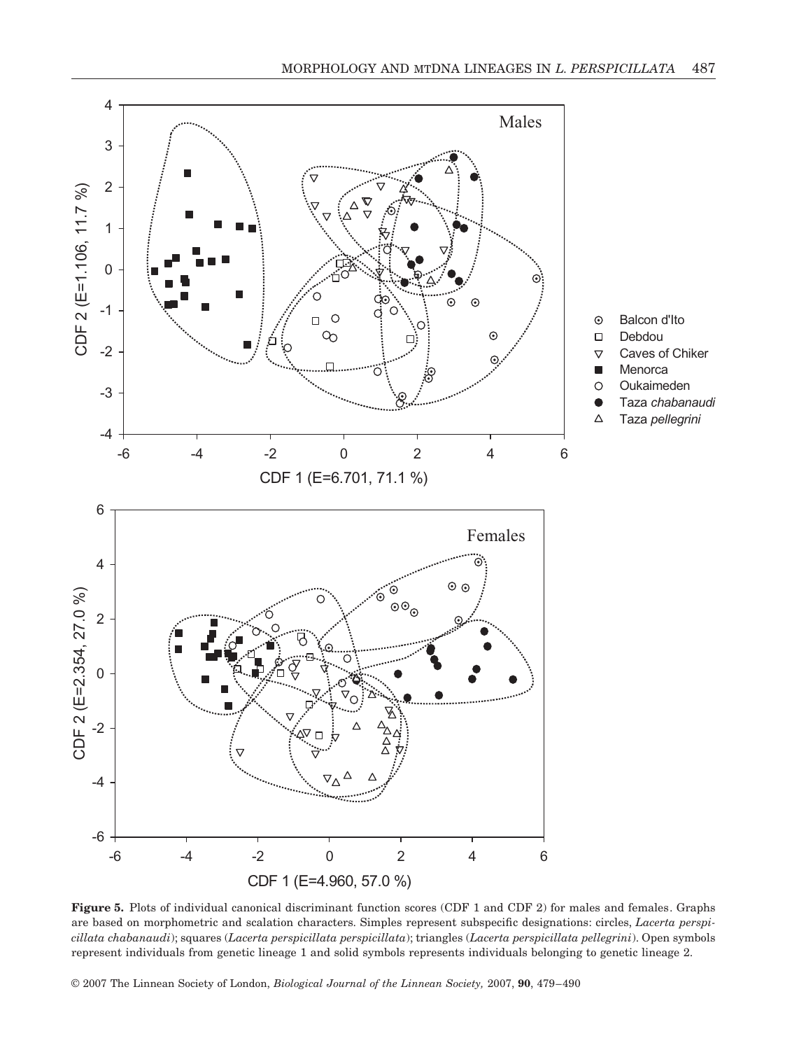**Figure 5.** Plots of individual canonical discriminant function scores (CDF 1 and CDF 2) for males and females. Graphs are based on morphometric and scalation characters. Simples represent subspecific designations: circles, *Lacerta perspicillata chabanaudi*); squares (*Lacerta perspicillata perspicillata*); triangles (*Lacerta perspicillata pellegrini*). Open symbols represent individuals from genetic lineage 1 and solid symbols represents individuals belonging to genetic lineage 2.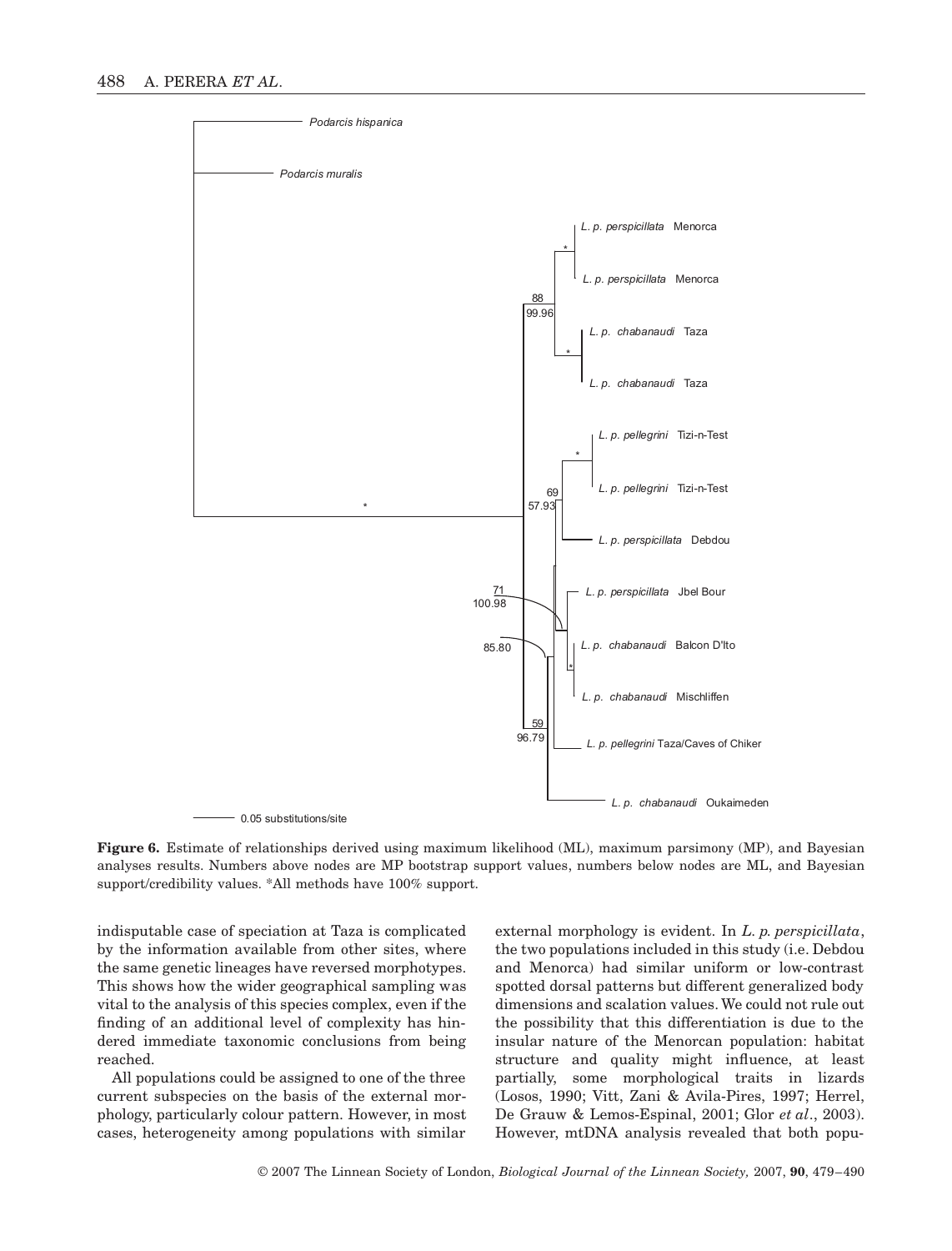**Figure 6.** Estimate of relationships derived using maximum likelihood (ML), maximum parsimony (MP), and Bayesian analyses results. Numbers above nodes are MP bootstrap support values, numbers below nodes are ML, and Bayesian support/credibility values. *All methods have 100% support.

indisputable case of speciation at Taza is complicated by the information available from other sites, where the same genetic lineages have reversed morphotypes. This shows how the wider geographical sampling was vital to the analysis of this species complex, even if the finding of an additional level of complexity has hindered immediate taxonomic conclusions from being reached.

All populations could be assigned to one of the three current subspecies on the basis of the external morphology, particularly colour pattern. However, in most cases, heterogeneity among populations with similar external morphology is evident. In *L. p. perspicillata*, the two populations included in this study (i.e. Debdou and Menorca) had similar uniform or low-contrast spotted dorsal patterns but different generalized body dimensions and scalation values. We could not rule out the possibility that this differentiation is due to the insular nature of the Menorcan population: habitat structure and quality might influence, at least partially, some morphological traits in lizards (Losos, 1990; Vitt, Zani & Avila-Pires, 1997; Herrel, De Grauw & Lemos-Espinal, 2001; Glor *et al*., 2003). However, mtDNA analysis revealed that both popu-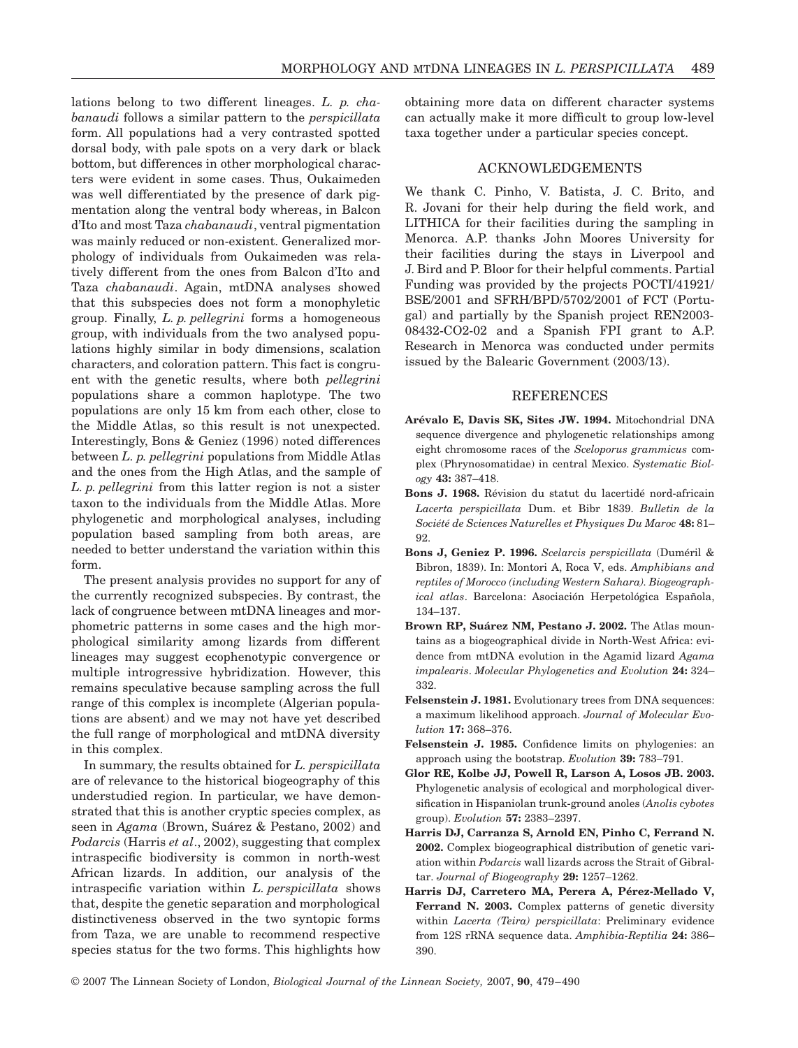lations belong to two different lineages. *L. p. chabanaudi* follows a similar pattern to the *perspicillata* form. All populations had a very contrasted spotted dorsal body, with pale spots on a very dark or black bottom, but differences in other morphological characters were evident in some cases. Thus, Oukaimeden was well differentiated by the presence of dark pigmentation along the ventral body whereas, in Balcon d'Ito and most Taza *chabanaudi*, ventral pigmentation was mainly reduced or non-existent. Generalized morphology of individuals from Oukaimeden was relatively different from the ones from Balcon d'Ito and Taza *chabanaudi*. Again, mtDNA analyses showed that this subspecies does not form a monophyletic group. Finally, *L. p. pellegrini* forms a homogeneous group, with individuals from the two analysed populations highly similar in body dimensions, scalation characters, and coloration pattern. This fact is congruent with the genetic results, where both *pellegrini* populations share a common haplotype. The two populations are only 15 km from each other, close to the Middle Atlas, so this result is not unexpected. Interestingly, Bons & Geniez (1996) noted differences between *L. p. pellegrini* populations from Middle Atlas and the ones from the High Atlas, and the sample of *L. p. pellegrini* from this latter region is not a sister taxon to the individuals from the Middle Atlas. More phylogenetic and morphological analyses, including population based sampling from both areas, are needed to better understand the variation within this form.

The present analysis provides no support for any of the currently recognized subspecies. By contrast, the lack of congruence between mtDNA lineages and morphometric patterns in some cases and the high morphological similarity among lizards from different lineages may suggest ecophenotypic convergence or multiple introgressive hybridization. However, this remains speculative because sampling across the full range of this complex is incomplete (Algerian populations are absent) and we may not have yet described the full range of morphological and mtDNA diversity in this complex.

In summary, the results obtained for *L. perspicillata* are of relevance to the historical biogeography of this understudied region. In particular, we have demonstrated that this is another cryptic species complex, as seen in *Agama* (Brown, Suárez & Pestano, 2002) and *Podarcis* (Harris *et al*., 2002), suggesting that complex intraspecific biodiversity is common in north-west African lizards. In addition, our analysis of the intraspecific variation within *L. perspicillata* shows that, despite the genetic separation and morphological distinctiveness observed in the two syntopic forms from Taza, we are unable to recommend respective species status for the two forms. This highlights how obtaining more data on different character systems can actually make it more difficult to group low-level taxa together under a particular species concept.

## ACKNOWLEDGEMENTS

We thank C. Pinho, V. Batista, J. C. Brito, and R. Jovani for their help during the field work, and LITHICA for their facilities during the sampling in Menorca. A.P. thanks John Moores University for their facilities during the stays in Liverpool and J. Bird and P. Bloor for their helpful comments. Partial Funding was provided by the projects POCTI/41921/BSE/2001 and SFRH/BPD/5702/2001 of FCT (Portugal) and partially by the Spanish project REN2003-08432-CO2-02 and a Spanish FPI grant to A.P. Research in Menorca was conducted under permits issued by the Balearic Government (2003/13).

## REFERENCES

**Arévalo E, Davis SK, Sites JW. 1994.** Mitochondrial DNA sequence divergence and phylogenetic relationships among eight chromosome races of the *Sceloporus grammicus* complex (Phrynosomatidae) in central Mexico. *Systematic Biology* **43:** 387–418.

**Bons J. 1968.** Révision du statut du lacertidé nord-africain *Lacerta perspicillata* Dum. et Bibr 1839. *Bulletin de la Société de Sciences Naturelles et Physiques Du Maroc* **48:** 81–92.

**Bons J, Geniez P. 1996.** *Scelarcis perspicillata* (Duméril & Bibron, 1839). In: Montori A, Roca V, eds. *Amphibians and reptiles of Morocco (including Western Sahara). Biogeographical atlas*. Barcelona: Asociación Herpetológica Española, 134–137.

**Brown RP, Suárez NM, Pestano J. 2002.** The Atlas mountains as a biogeographical divide in North-West Africa: evidence from mtDNA evolution in the Agamid lizard *Agama impalearis*. *Molecular Phylogenetics and Evolution* **24:** 324–332.

**Felsenstein J. 1981.** Evolutionary trees from DNA sequences: a maximum likelihood approach. *Journal of Molecular Evolution* **17:** 368–376.

**Felsenstein J. 1985.** Confidence limits on phylogenies: an approach using the bootstrap. *Evolution* **39:** 783–791.

**Glor RE, Kolbe JJ, Powell R, Larson A, Losos JB. 2003.** Phylogenetic analysis of ecological and morphological diversification in Hispaniolan trunk-ground anoles (*Anolis cybotes* group). *Evolution* **57:** 2383–2397.

**Harris DJ, Carranza S, Arnold EN, Pinho C, Ferrand N. 2002.** Complex biogeographical distribution of genetic variation within *Podarcis* wall lizards across the Strait of Gibraltar. *Journal of Biogeography* **29:** 1257–1262.

**Harris DJ, Carretero MA, Perera A, Pérez-Mellado V, Ferrand N. 2003.** Complex patterns of genetic diversity within *Lacerta (Teira) perspicillata*: Preliminary evidence from 12S rRNA sequence data. *Amphibia-Reptilia* **24:** 386–390.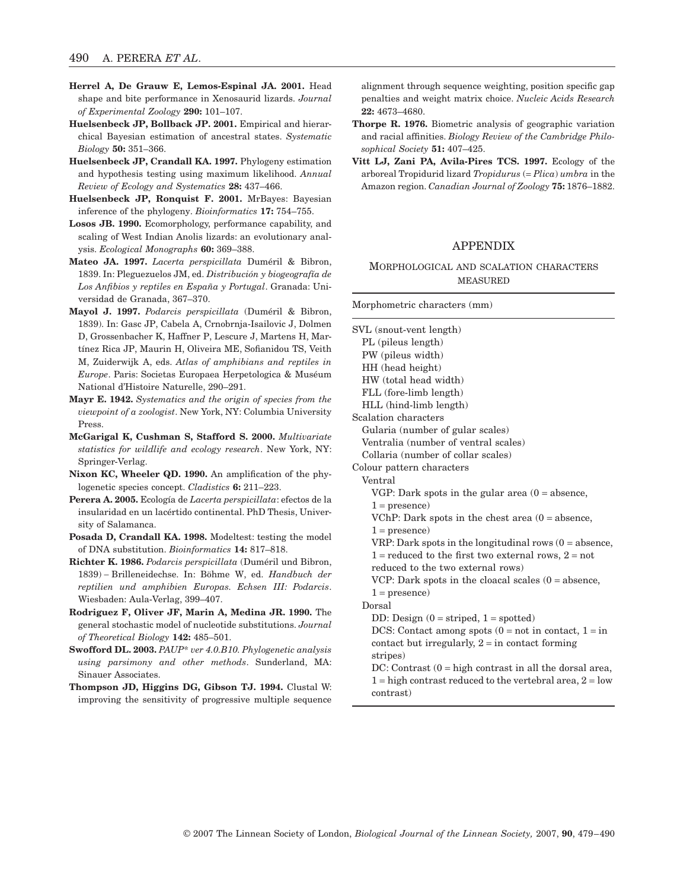**Herrel A, De Grauw E, Lemos-Espinal JA. 2001.** Head shape and bite performance in Xenosaurid lizards. *Journal of Experimental Zoology* **290:** 101–107.

**Huelsenbeck JP, Bollback JP. 2001.** Empirical and hierarchical Bayesian estimation of ancestral states. *Systematic Biology* **50:** 351–366.

**Huelsenbeck JP, Crandall KA. 1997.** Phylogeny estimation and hypothesis testing using maximum likelihood. *Annual Review of Ecology and Systematics* **28:** 437–466.

**Huelsenbeck JP, Ronquist F. 2001.** MrBayes: Bayesian inference of the phylogeny. *Bioinformatics* **17:** 754–755.

**Losos JB. 1990.** Ecomorphology, performance capability, and scaling of West Indian Anolis lizards: an evolutionary analysis. *Ecological Monographs* **60:** 369–388.

**Mateo JA. 1997.** *Lacerta perspicillata* Duméril & Bibron, 1839. In: Pleguezuelos JM, ed. *Distribución y biogeografía de Los Anfibios y reptiles en España y Portugal*. Granada: Universidad de Granada, 367–370.

**Mayol J. 1997.** *Podarcis perspicillata* (Duméril & Bibron, 1839). In: Gasc JP, Cabela A, Crnobrnja-Isailovic J, Dolmen D, Grossenbacher K, Haffner P, Lescure J, Martens H, Martínez Rica JP, Maurin H, Oliveira ME, Sofianidou TS, Veith M, Zuiderwijk A, eds. *Atlas of amphibians and reptiles in Europe*. Paris: Societas Europaea Herpetologica & Muséum National d'Histoire Naturelle, 290–291.

**Mayr E. 1942.** *Systematics and the origin of species from the viewpoint of a zoologist*. New York, NY: Columbia University Press.

**McGarigal K, Cushman S, Stafford S. 2000.** *Multivariate statistics for wildlife and ecology research*. New York, NY: Springer-Verlag.

**Nixon KC, Wheeler QD. 1990.** An amplification of the phylogenetic species concept. *Cladistics* **6:** 211–223.

**Perera A. 2005.** Ecología de *Lacerta perspicillata*: efectos de la insularidad en un lacértido continental. PhD Thesis, University of Salamanca.

**Posada D, Crandall KA. 1998.** Modeltest: testing the model of DNA substitution. *Bioinformatics* **14:** 817–818.

**Richter K. 1986.** *Podarcis perspicillata* (Duméril und Bibron, 1839) – Brilleneidechse. In: Böhme W, ed. *Handbuch der reptilien und amphibien Europas. Echsen III: Podarcis*. Wiesbaden: Aula-Verlag, 399–407.

**Rodriguez F, Oliver JF, Marin A, Medina JR. 1990.** The general stochastic model of nucleotide substitutions. *Journal of Theoretical Biology* **142:** 485–501.

**Swofford DL. 2003.** *PAUP\* ver 4.0.B10. Phylogenetic analysis using parsimony and other methods*. Sunderland, MA: Sinauer Associates.

**Thompson JD, Higgins DG, Gibson TJ. 1994.** Clustal W: improving the sensitivity of progressive multiple sequence alignment through sequence weighting, position specific gap penalties and weight matrix choice. *Nucleic Acids Research* **22:** 4673–4680.

**Thorpe R. 1976.** Biometric analysis of geographic variation and racial affinities. *Biology Review of the Cambridge Philosophical Society* **51:** 407–425.

**Vitt LJ, Zani PA, Avila-Pires TCS. 1997.** Ecology of the arboreal Tropidurid lizard *Tropidurus* (= *Plica*) *umbra* in the Amazon region. *Canadian Journal of Zoology* **75:** 1876–1882.

## APPENDIX

### MORPHOLOGICAL AND SCALATION CHARACTERS MEASURED

| Morphometric characters (mm) |
|---|
| SVL (snout-vent length) |
| PL (pileus length) |
| PW (pileus width) |
| HH (head height) |
| HW (total head width) |
| FLL (fore-limb length) |
| HLL (hind-limb length) |
| Scalation characters |
| Gularia (number of gular scales) |
| Ventralia (number of ventral scales) |
| Collaria (number of collar scales) |
| Colour pattern characters |
| Ventral |
| VGP: Dark spots in the gular area (0 = absence, 1 = presence) |
| VChP: Dark spots in the chest area (0 = absence, 1 = presence) |
| VRP: Dark spots in the longitudinal rows (0 = absence, 1 = reduced to the first two external rows, 2 = not reduced to the two external rows) |
| VCP: Dark spots in the cloacal scales (0 = absence, 1 = presence) |
| Dorsal |
| DD: Design (0 = striped, 1 = spotted) |
| DCS: Contact among spots (0 = not in contact, 1 = in contact but irregularly, 2 = in contact forming stripes) |
| DC: Contrast (0 = high contrast in all the dorsal area, 1 = high contrast reduced to the vertebral area, 2 = low contrast) |